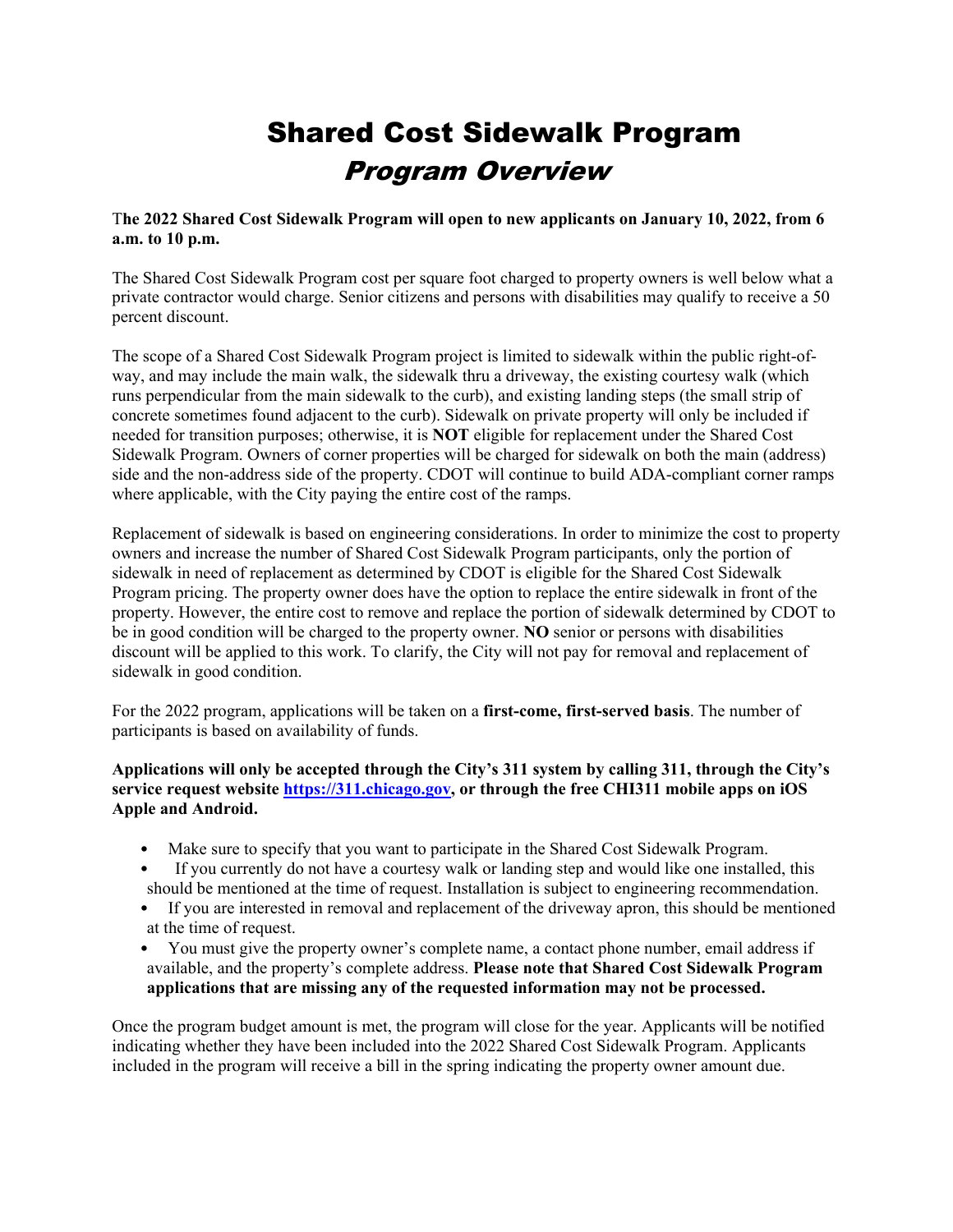# Shared Cost Sidewalk Program

## *Program Overview*

**The 2022 Shared Cost Sidewalk Program will open to new applicants on January 10, 2022, from 6 a.m. to 10 p.m.**

The Shared Cost Sidewalk Program cost per square foot charged to property owners is well below what a private contractor would charge. Senior citizens and persons with disabilities may qualify to receive a 50 percent discount.

The scope of a Shared Cost Sidewalk Program project is limited to sidewalk within the public right-of-way, and may include the main walk, the sidewalk thru a driveway, the existing courtesy walk (which runs perpendicular from the main sidewalk to the curb), and existing landing steps (the small strip of concrete sometimes found adjacent to the curb). Sidewalk on private property will only be included if needed for transition purposes; otherwise, it is **NOT** eligible for replacement under the Shared Cost Sidewalk Program. Owners of corner properties will be charged for sidewalk on both the main (address) side and the non-address side of the property. CDOT will continue to build ADA-compliant corner ramps where applicable, with the City paying the entire cost of the ramps.

Replacement of sidewalk is based on engineering considerations. In order to minimize the cost to property owners and increase the number of Shared Cost Sidewalk Program participants, only the portion of sidewalk in need of replacement as determined by CDOT is eligible for the Shared Cost Sidewalk Program pricing. The property owner does have the option to replace the entire sidewalk in front of the property. However, the entire cost to remove and replace the portion of sidewalk determined by CDOT to be in good condition will be charged to the property owner. **NO** senior or persons with disabilities discount will be applied to this work. To clarify, the City will not pay for removal and replacement of sidewalk in good condition.

For the 2022 program, applications will be taken on a **first-come, first-served basis**. The number of participants is based on availability of funds.

**Applications will only be accepted through the City's 311 system by calling 311, through the City's service request website [https://311.chicago.gov](https://311.chicago.gov), or through the free CHI311 mobile apps on iOS Apple and Android.**

- Make sure to specify that you want to participate in the Shared Cost Sidewalk Program.
- If you currently do not have a courtesy walk or landing step and would like one installed, this should be mentioned at the time of request. Installation is subject to engineering recommendation.
- If you are interested in removal and replacement of the driveway apron, this should be mentioned at the time of request.
- You must give the property owner's complete name, a contact phone number, email address if available, and the property's complete address. **Please note that Shared Cost Sidewalk Program applications that are missing any of the requested information may not be processed.**

Once the program budget amount is met, the program will close for the year. Applicants will be notified indicating whether they have been included into the 2022 Shared Cost Sidewalk Program. Applicants included in the program will receive a bill in the spring indicating the property owner amount due.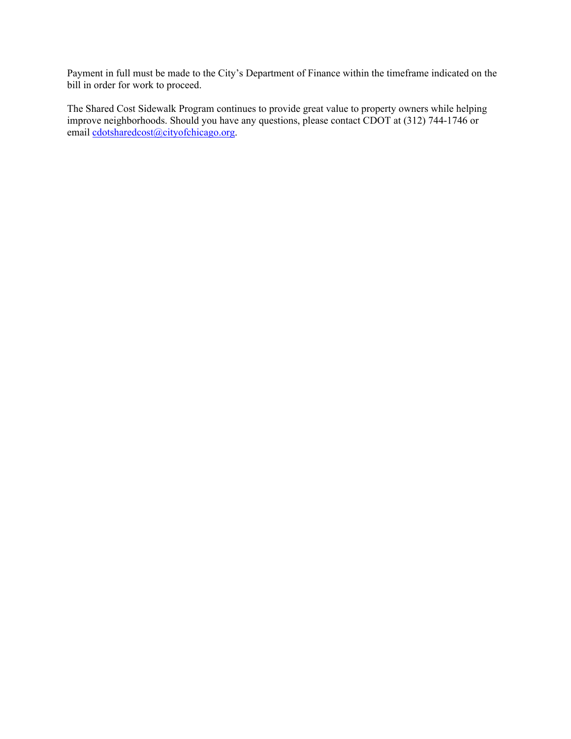Payment in full must be made to the City's Department of Finance within the timeframe indicated on the bill in order for work to proceed.

The Shared Cost Sidewalk Program continues to provide great value to property owners while helping improve neighborhoods. Should you have any questions, please contact CDOT at (312) 744-1746 or email cdotsharedcost@cityofchicago.org.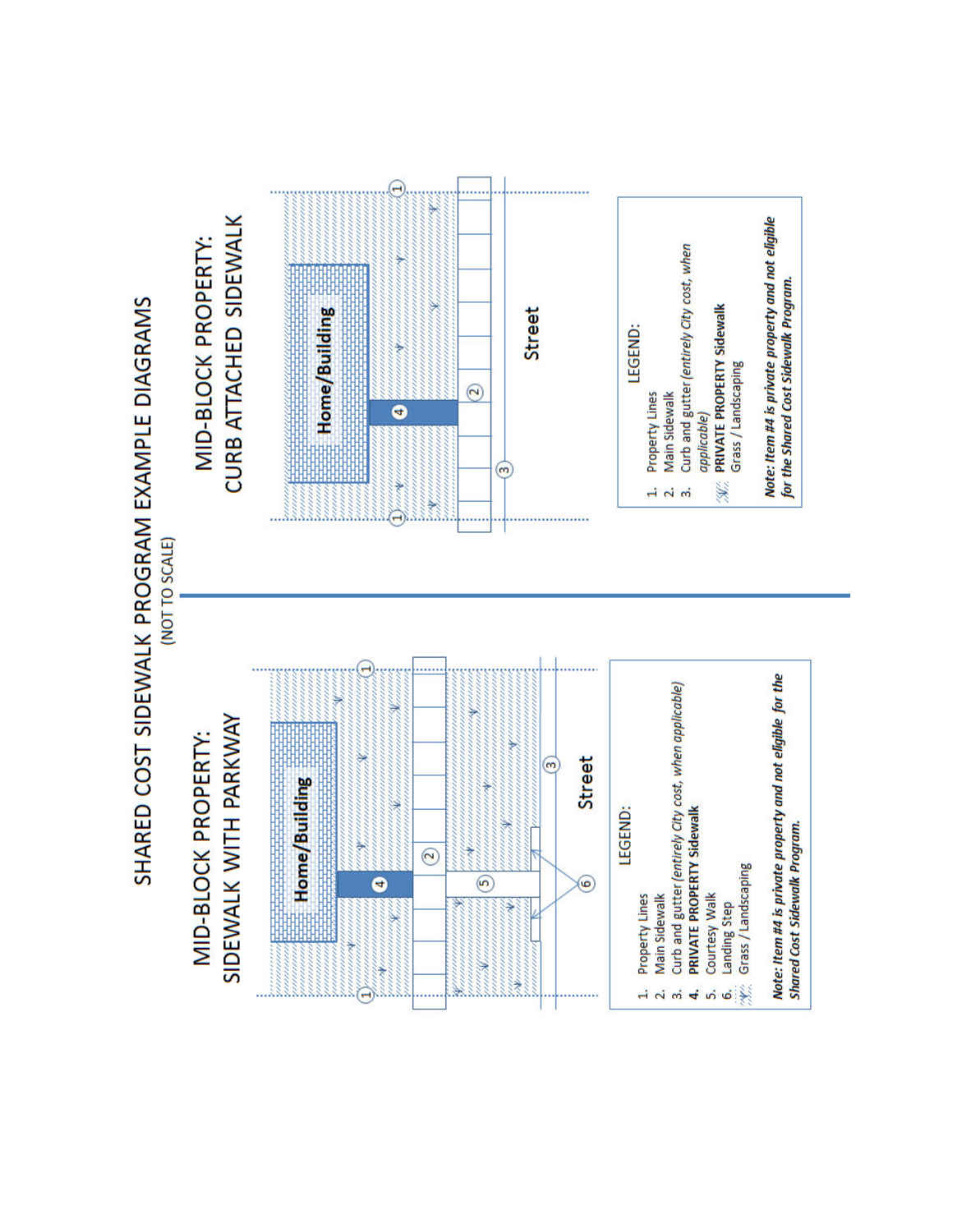# SHARED COST SIDEWALK PROGRAM EXAMPLE DIAGRAMS

(NOT TO SCALE)

## MID-BLOCK PROPERTY: SIDEWALK WITH PARKWAY

Home/Building

Street

LEGEND:

1. Property Lines
2. Main Sidewalk
3. Curb and gutter (*entirely City cost, when applicable*)
4. **PRIVATE PROPERTY Sidewalk**
5. Courtesy Walk
6. Landing Step

Grass / Landscaping

***Note: Item #4 is private property and not eligible for the Shared Cost Sidewalk Program.***

## MID-BLOCK PROPERTY: CURB ATTACHED SIDEWALK

Home/Building

Street

LEGEND:

1. Property Lines
2. Main Sidewalk
3. Curb and gutter (*entirely City cost, when applicable*)

**PRIVATE PROPERTY Sidewalk**

Grass / Landscaping

***Note: Item #4 is private property and not eligible for the Shared Cost Sidewalk Program.***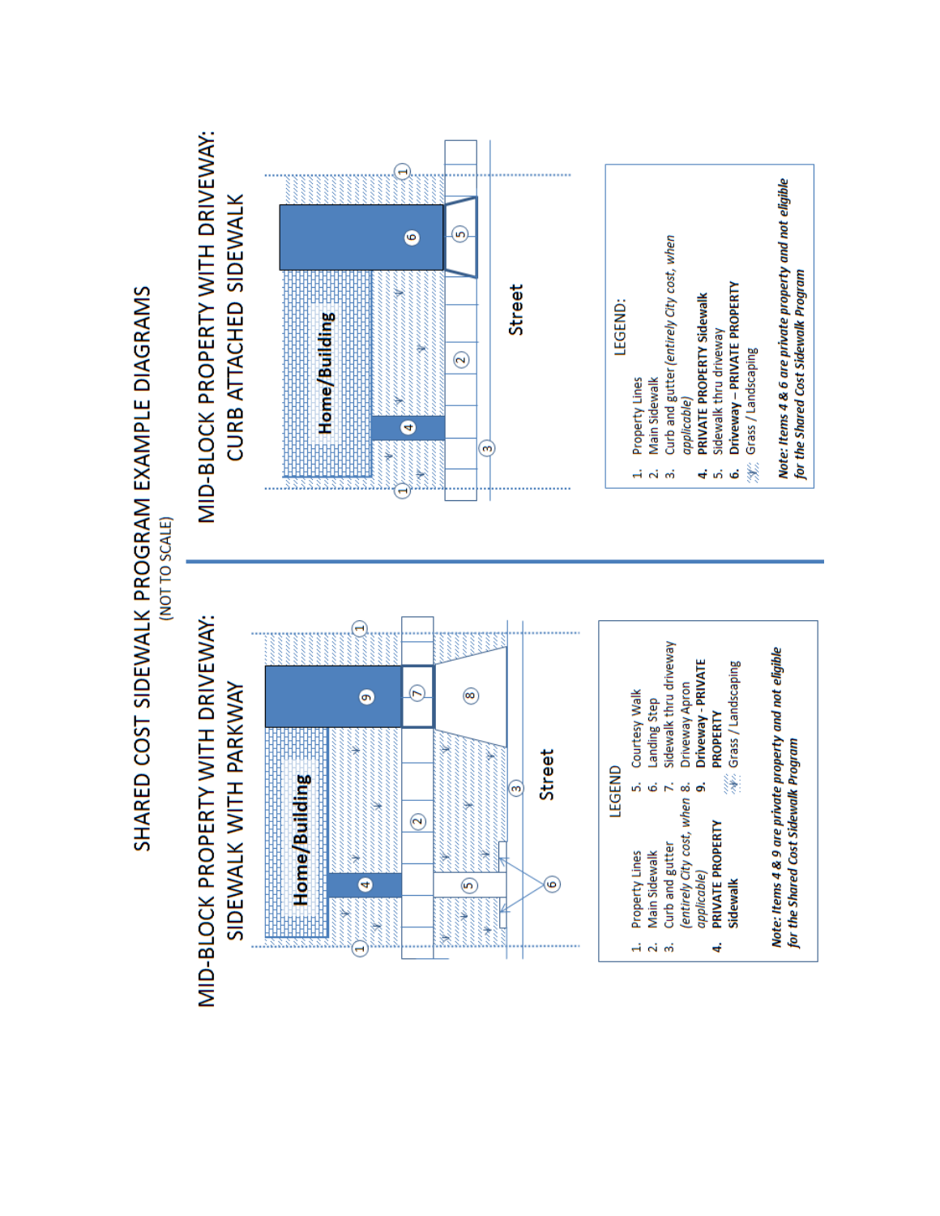# SHARED COST SIDEWALK PROGRAM EXAMPLE DIAGRAMS

(NOT TO SCALE)

## MID-BLOCK PROPERTY WITH DRIVEWAY: SIDEWALK WITH PARKWAY

Home/Building

Street

LEGEND

1. Property Lines
2. Main Sidewalk
3. Curb and gutter *(entirely City cost, when applicable)*
4. **PRIVATE PROPERTY Sidewalk**
5. Courtesy Walk
6. Landing Step
7. Sidewalk thru driveway
8. Driveway Apron
9. **Driveway - PRIVATE PROPERTY**

Grass / Landscaping

***Note: Items 4 & 9 are private property and not eligible for the Shared Cost Sidewalk Program***

## MID-BLOCK PROPERTY WITH DRIVEWAY: CURB ATTACHED SIDEWALK

Home/Building

Street

LEGEND:

1. Property Lines
2. Main Sidewalk
3. Curb and gutter *(entirely City cost, when applicable)*
4. **PRIVATE PROPERTY Sidewalk**
5. Sidewalk thru driveway
6. **Driveway – PRIVATE PROPERTY**

Grass / Landscaping

***Note: Items 4 & 6 are private property and not eligible for the Shared Cost Sidewalk Program***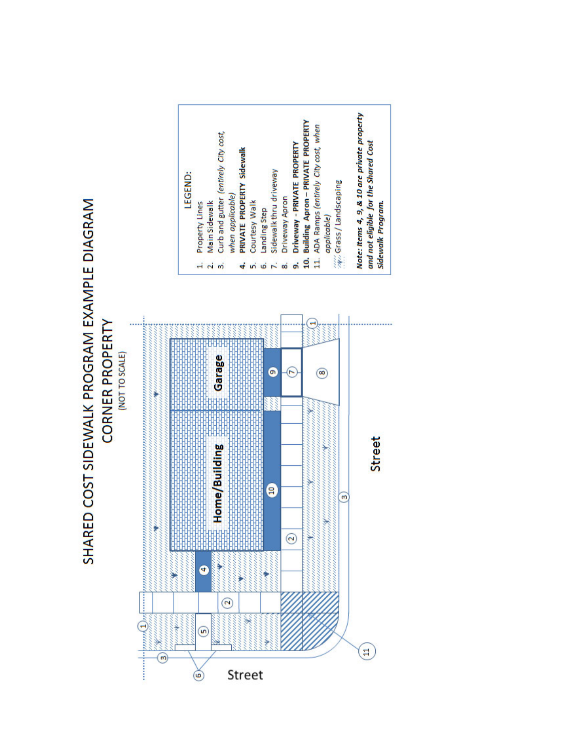# SHARED COST SIDEWALK PROGRAM EXAMPLE DIAGRAM

## CORNER PROPERTY

(NOT TO SCALE)

LEGEND:

1. Property Lines
2. Main Sidewalk
3. Curb and gutter *(entirely City cost, when applicable)*
4. **PRIVATE PROPERTY Sidewalk**
5. Courtesy Walk
6. Landing Step
7. Sidewalk thru driveway
8. Driveway Apron
9. **Driveway - PRIVATE PROPERTY**
10. **Building Apron – PRIVATE PROPERTY**
11. ADA Ramps *(entirely City cost, when applicable)*

Grass / Landscaping

***Note: Items 4, 9, & 10 are private property and not eligible for the Shared Cost Sidewalk Program.***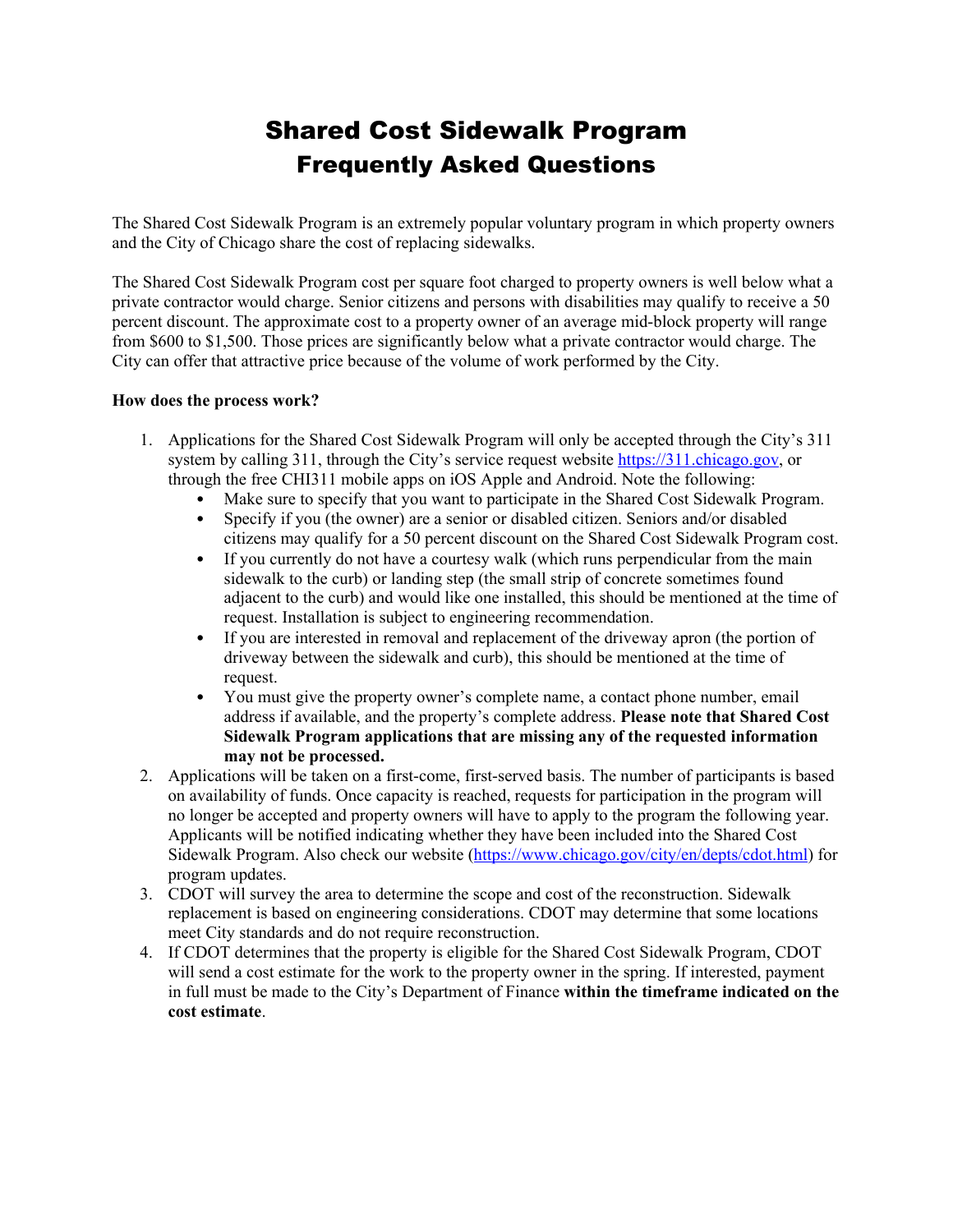# Shared Cost Sidewalk Program
# Frequently Asked Questions

The Shared Cost Sidewalk Program is an extremely popular voluntary program in which property owners and the City of Chicago share the cost of replacing sidewalks.

The Shared Cost Sidewalk Program cost per square foot charged to property owners is well below what a private contractor would charge. Senior citizens and persons with disabilities may qualify to receive a 50 percent discount. The approximate cost to a property owner of an average mid-block property will range from $600 to $1,500. Those prices are significantly below what a private contractor would charge. The City can offer that attractive price because of the volume of work performed by the City.

**How does the process work?**

1. Applications for the Shared Cost Sidewalk Program will only be accepted through the City's 311 system by calling 311, through the City's service request website https://311.chicago.gov, or through the free CHI311 mobile apps on iOS Apple and Android. Note the following:
   - Make sure to specify that you want to participate in the Shared Cost Sidewalk Program.
   - Specify if you (the owner) are a senior or disabled citizen. Seniors and/or disabled citizens may qualify for a 50 percent discount on the Shared Cost Sidewalk Program cost.
   - If you currently do not have a courtesy walk (which runs perpendicular from the main sidewalk to the curb) or landing step (the small strip of concrete sometimes found adjacent to the curb) and would like one installed, this should be mentioned at the time of request. Installation is subject to engineering recommendation.
   - If you are interested in removal and replacement of the driveway apron (the portion of driveway between the sidewalk and curb), this should be mentioned at the time of request.
   - You must give the property owner's complete name, a contact phone number, email address if available, and the property's complete address. **Please note that Shared Cost Sidewalk Program applications that are missing any of the requested information may not be processed.**
2. Applications will be taken on a first-come, first-served basis. The number of participants is based on availability of funds. Once capacity is reached, requests for participation in the program will no longer be accepted and property owners will have to apply to the program the following year. Applicants will be notified indicating whether they have been included into the Shared Cost Sidewalk Program. Also check our website (https://www.chicago.gov/city/en/depts/cdot.html) for program updates.
3. CDOT will survey the area to determine the scope and cost of the reconstruction. Sidewalk replacement is based on engineering considerations. CDOT may determine that some locations meet City standards and do not require reconstruction.
4. If CDOT determines that the property is eligible for the Shared Cost Sidewalk Program, CDOT will send a cost estimate for the work to the property owner in the spring. If interested, payment in full must be made to the City's Department of Finance **within the timeframe indicated on the cost estimate**.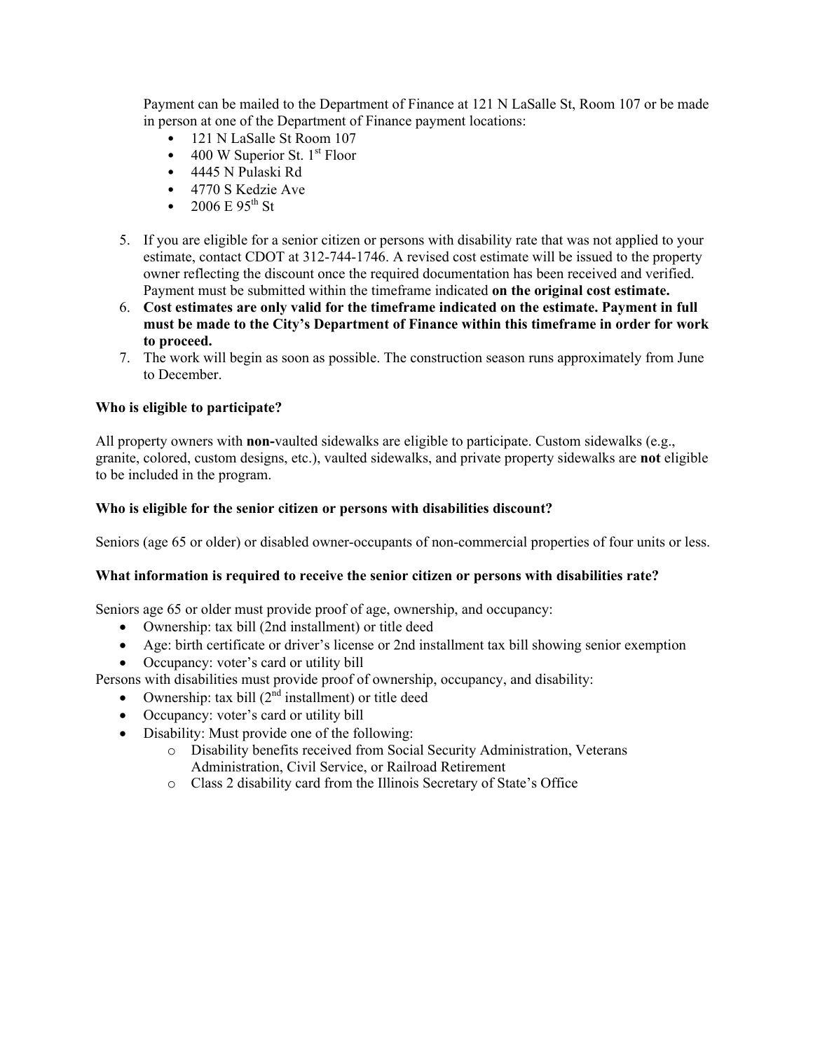Payment can be mailed to the Department of Finance at 121 N LaSalle St, Room 107 or be made in person at one of the Department of Finance payment locations:

- 121 N LaSalle St Room 107
- 400 W Superior St. 1st Floor
- 4445 N Pulaski Rd
- 4770 S Kedzie Ave
- 2006 E 95th St

5. If you are eligible for a senior citizen or persons with disability rate that was not applied to your estimate, contact CDOT at 312-744-1746. A revised cost estimate will be issued to the property owner reflecting the discount once the required documentation has been received and verified. Payment must be submitted within the timeframe indicated **on the original cost estimate.**
6. **Cost estimates are only valid for the timeframe indicated on the estimate. Payment in full must be made to the City's Department of Finance within this timeframe in order for work to proceed.**
7. The work will begin as soon as possible. The construction season runs approximately from June to December.

**Who is eligible to participate?**

All property owners with **non-**vaulted sidewalks are eligible to participate. Custom sidewalks (e.g., granite, colored, custom designs, etc.), vaulted sidewalks, and private property sidewalks are **not** eligible to be included in the program.

**Who is eligible for the senior citizen or persons with disabilities discount?**

Seniors (age 65 or older) or disabled owner-occupants of non-commercial properties of four units or less.

**What information is required to receive the senior citizen or persons with disabilities rate?**

Seniors age 65 or older must provide proof of age, ownership, and occupancy:

- Ownership: tax bill (2nd installment) or title deed
- Age: birth certificate or driver's license or 2nd installment tax bill showing senior exemption
- Occupancy: voter's card or utility bill

Persons with disabilities must provide proof of ownership, occupancy, and disability:

- Ownership: tax bill (2nd installment) or title deed
- Occupancy: voter's card or utility bill
- Disability: Must provide one of the following:
  - Disability benefits received from Social Security Administration, Veterans Administration, Civil Service, or Railroad Retirement
  - Class 2 disability card from the Illinois Secretary of State's Office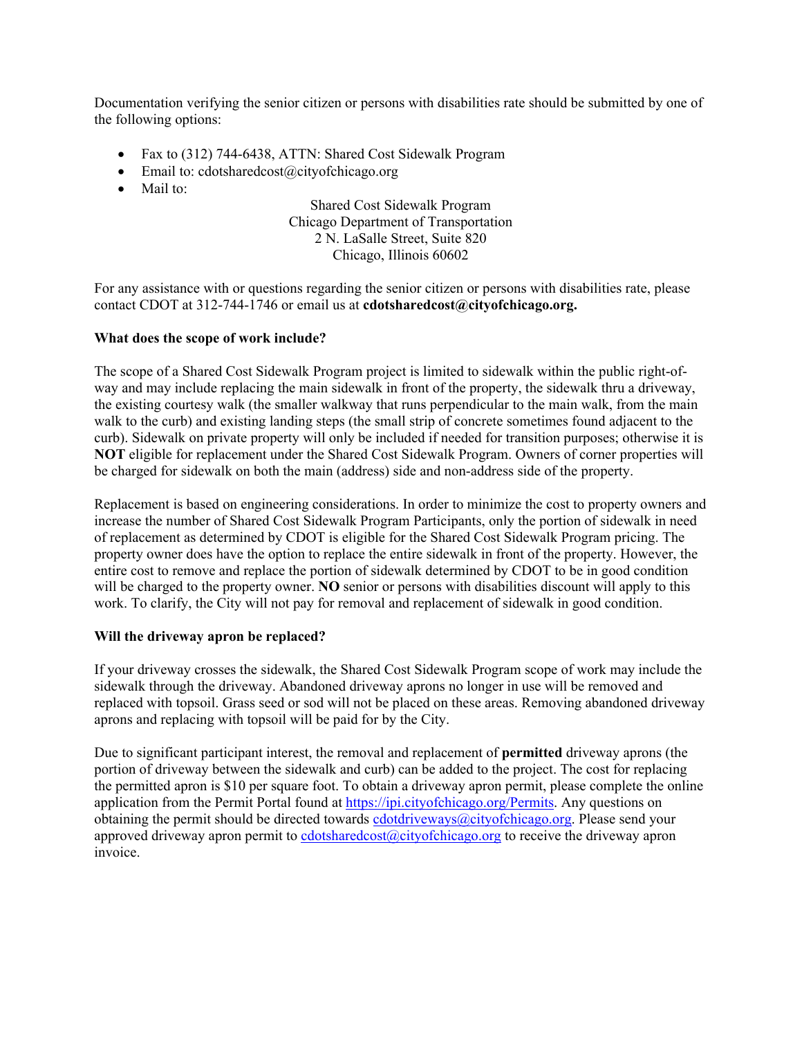Documentation verifying the senior citizen or persons with disabilities rate should be submitted by one of the following options:

- Fax to (312) 744-6438, ATTN: Shared Cost Sidewalk Program
- Email to: cdotsharedcost@cityofchicago.org
- Mail to:

Shared Cost Sidewalk Program
Chicago Department of Transportation
2 N. LaSalle Street, Suite 820
Chicago, Illinois 60602

For any assistance with or questions regarding the senior citizen or persons with disabilities rate, please contact CDOT at 312-744-1746 or email us at **cdotsharedcost@cityofchicago.org.**

**What does the scope of work include?**

The scope of a Shared Cost Sidewalk Program project is limited to sidewalk within the public right-of-way and may include replacing the main sidewalk in front of the property, the sidewalk thru a driveway, the existing courtesy walk (the smaller walkway that runs perpendicular to the main walk, from the main walk to the curb) and existing landing steps (the small strip of concrete sometimes found adjacent to the curb). Sidewalk on private property will only be included if needed for transition purposes; otherwise it is **NOT** eligible for replacement under the Shared Cost Sidewalk Program. Owners of corner properties will be charged for sidewalk on both the main (address) side and non-address side of the property.

Replacement is based on engineering considerations. In order to minimize the cost to property owners and increase the number of Shared Cost Sidewalk Program Participants, only the portion of sidewalk in need of replacement as determined by CDOT is eligible for the Shared Cost Sidewalk Program pricing. The property owner does have the option to replace the entire sidewalk in front of the property. However, the entire cost to remove and replace the portion of sidewalk determined by CDOT to be in good condition will be charged to the property owner. **NO** senior or persons with disabilities discount will apply to this work. To clarify, the City will not pay for removal and replacement of sidewalk in good condition.

**Will the driveway apron be replaced?**

If your driveway crosses the sidewalk, the Shared Cost Sidewalk Program scope of work may include the sidewalk through the driveway. Abandoned driveway aprons no longer in use will be removed and replaced with topsoil. Grass seed or sod will not be placed on these areas. Removing abandoned driveway aprons and replacing with topsoil will be paid for by the City.

Due to significant participant interest, the removal and replacement of **permitted** driveway aprons (the portion of driveway between the sidewalk and curb) can be added to the project. The cost for replacing the permitted apron is $10 per square foot. To obtain a driveway apron permit, please complete the online application from the Permit Portal found at https://ipi.cityofchicago.org/Permits. Any questions on obtaining the permit should be directed towards cdotdriveways@cityofchicago.org. Please send your approved driveway apron permit to cdotsharedcost@cityofchicago.org to receive the driveway apron invoice.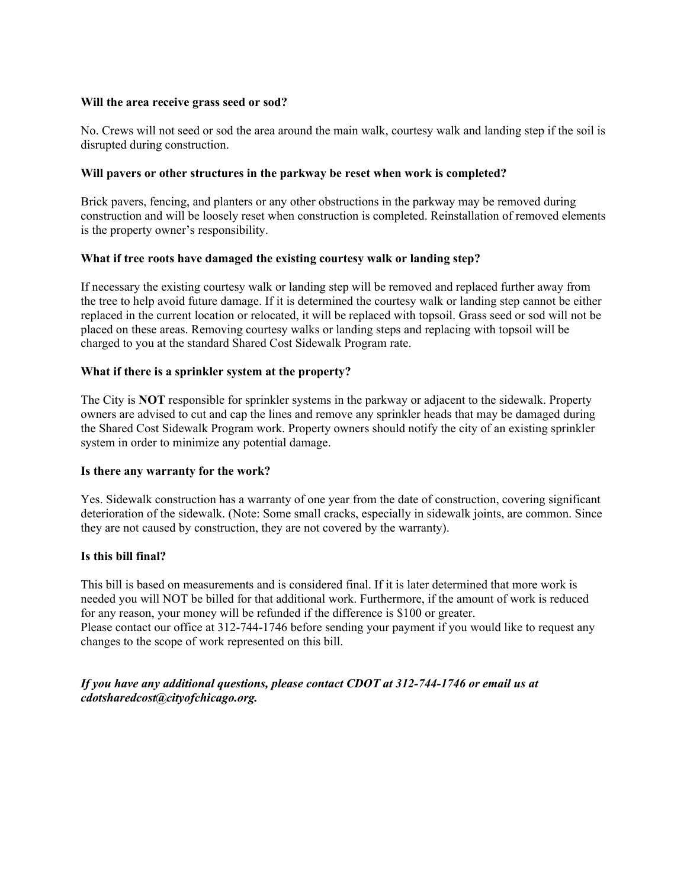**Will the area receive grass seed or sod?**

No. Crews will not seed or sod the area around the main walk, courtesy walk and landing step if the soil is disrupted during construction.

**Will pavers or other structures in the parkway be reset when work is completed?**

Brick pavers, fencing, and planters or any other obstructions in the parkway may be removed during construction and will be loosely reset when construction is completed. Reinstallation of removed elements is the property owner's responsibility.

**What if tree roots have damaged the existing courtesy walk or landing step?**

If necessary the existing courtesy walk or landing step will be removed and replaced further away from the tree to help avoid future damage. If it is determined the courtesy walk or landing step cannot be either replaced in the current location or relocated, it will be replaced with topsoil. Grass seed or sod will not be placed on these areas. Removing courtesy walks or landing steps and replacing with topsoil will be charged to you at the standard Shared Cost Sidewalk Program rate.

**What if there is a sprinkler system at the property?**

The City is **NOT** responsible for sprinkler systems in the parkway or adjacent to the sidewalk. Property owners are advised to cut and cap the lines and remove any sprinkler heads that may be damaged during the Shared Cost Sidewalk Program work. Property owners should notify the city of an existing sprinkler system in order to minimize any potential damage.

**Is there any warranty for the work?**

Yes. Sidewalk construction has a warranty of one year from the date of construction, covering significant deterioration of the sidewalk. (Note: Some small cracks, especially in sidewalk joints, are common. Since they are not caused by construction, they are not covered by the warranty).

**Is this bill final?**

This bill is based on measurements and is considered final. If it is later determined that more work is needed you will NOT be billed for that additional work. Furthermore, if the amount of work is reduced for any reason, your money will be refunded if the difference is $100 or greater.
Please contact our office at 312-744-1746 before sending your payment if you would like to request any changes to the scope of work represented on this bill.

***If you have any additional questions, please contact CDOT at 312-744-1746 or email us at cdotsharedcost@cityofchicago.org.***